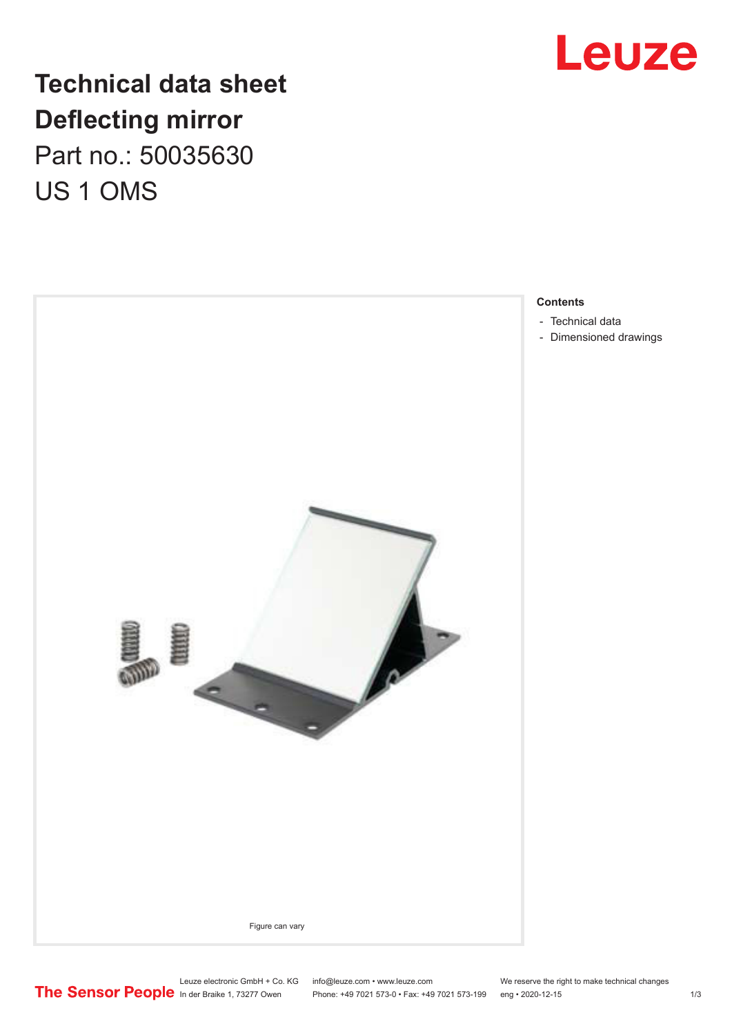# Technical data sheet
# Deflecting mirror

Part no.: 50035630

US 1 OMS

Figure can vary

**Contents**

- Technical data
- Dimensioned drawings

Leuze electronic GmbH + Co. KG
In der Braike 1, 73277 Owen

info@leuze.com • www.leuze.com
Phone: +49 7021 573-0 • Fax: +49 7021 573-199

We reserve the right to make technical changes
eng • 2020-12-15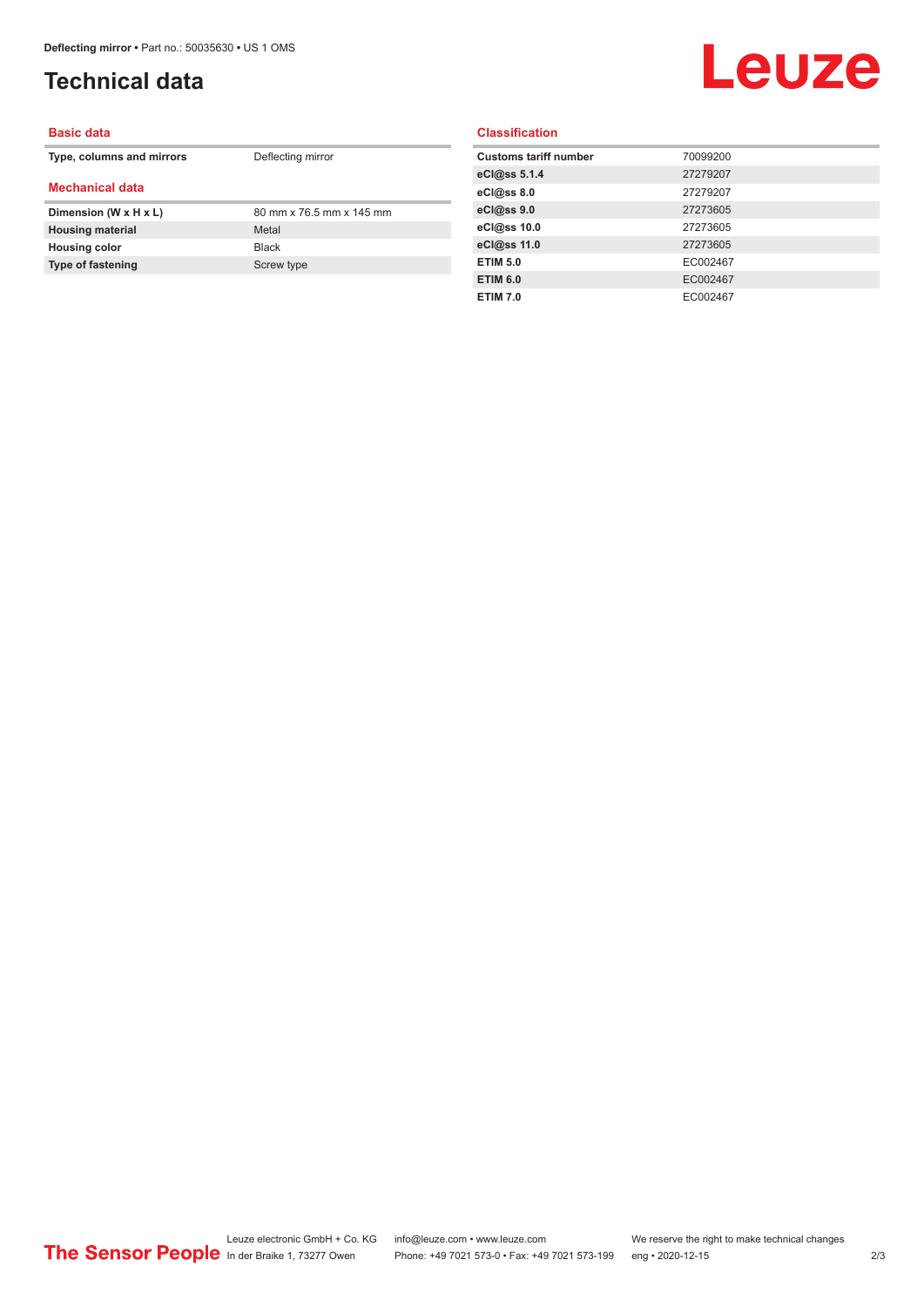# Technical data

## Basic data

| | |
|---|---|
| **Type, columns and mirrors** | Deflecting mirror |

## Mechanical data

| | |
|---|---|
| **Dimension (W x H x L)** | 80 mm x 76.5 mm x 145 mm |
| **Housing material** | Metal |
| **Housing color** | Black |
| **Type of fastening** | Screw type |

## Classification

| | |
|---|---|
| **Customs tariff number** | 70099200 |
| **eCl@ss 5.1.4** | 27279207 |
| **eCl@ss 8.0** | 27279207 |
| **eCl@ss 9.0** | 27273605 |
| **eCl@ss 10.0** | 27273605 |
| **eCl@ss 11.0** | 27273605 |
| **ETIM 5.0** | EC002467 |
| **ETIM 6.0** | EC002467 |
| **ETIM 7.0** | EC002467 |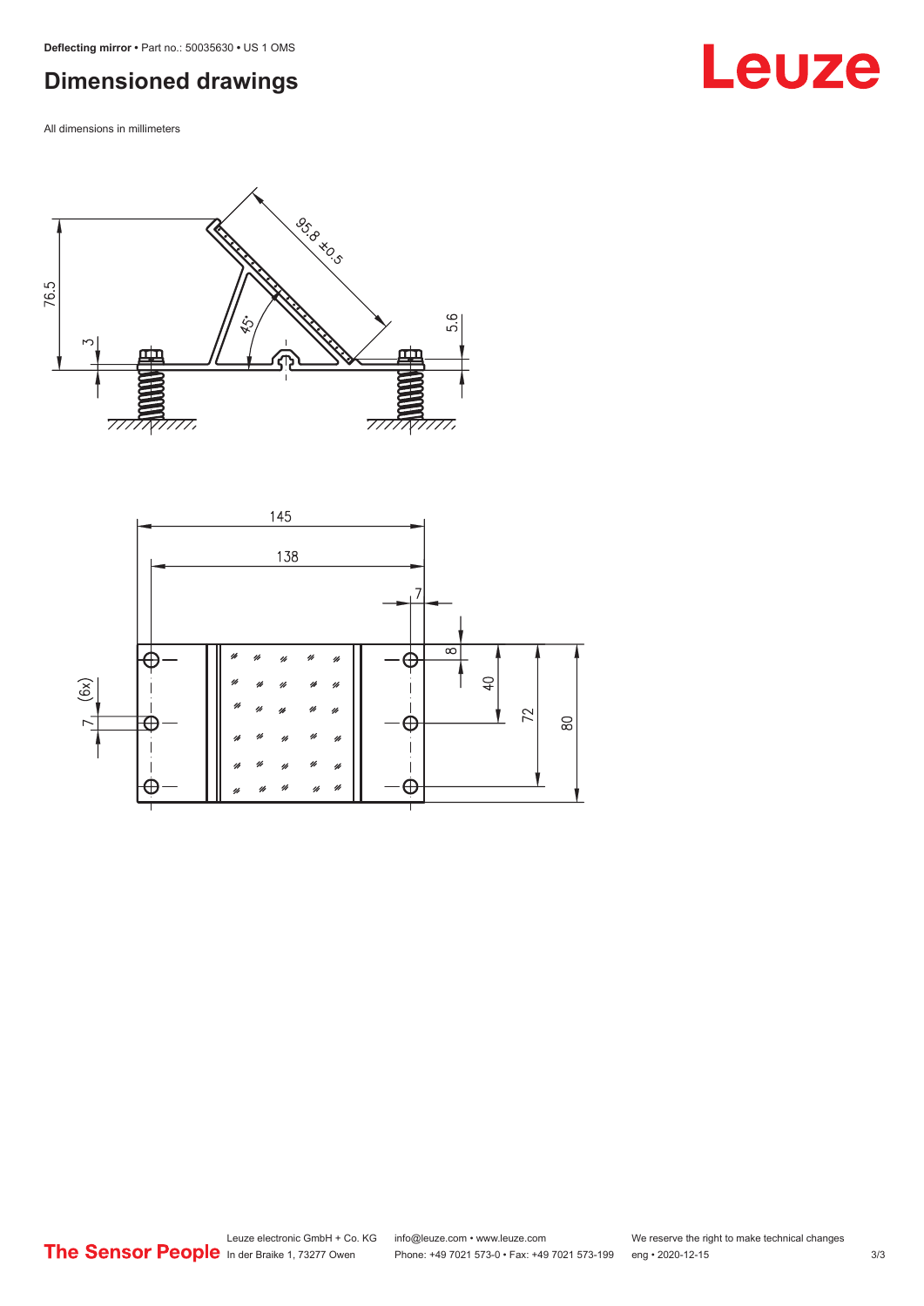# Dimensioned drawings

All dimensions in millimeters

76.5
3
95.8 ±0.5
45°
5.6

145
138
7
8
40
72
80
(6x)
7